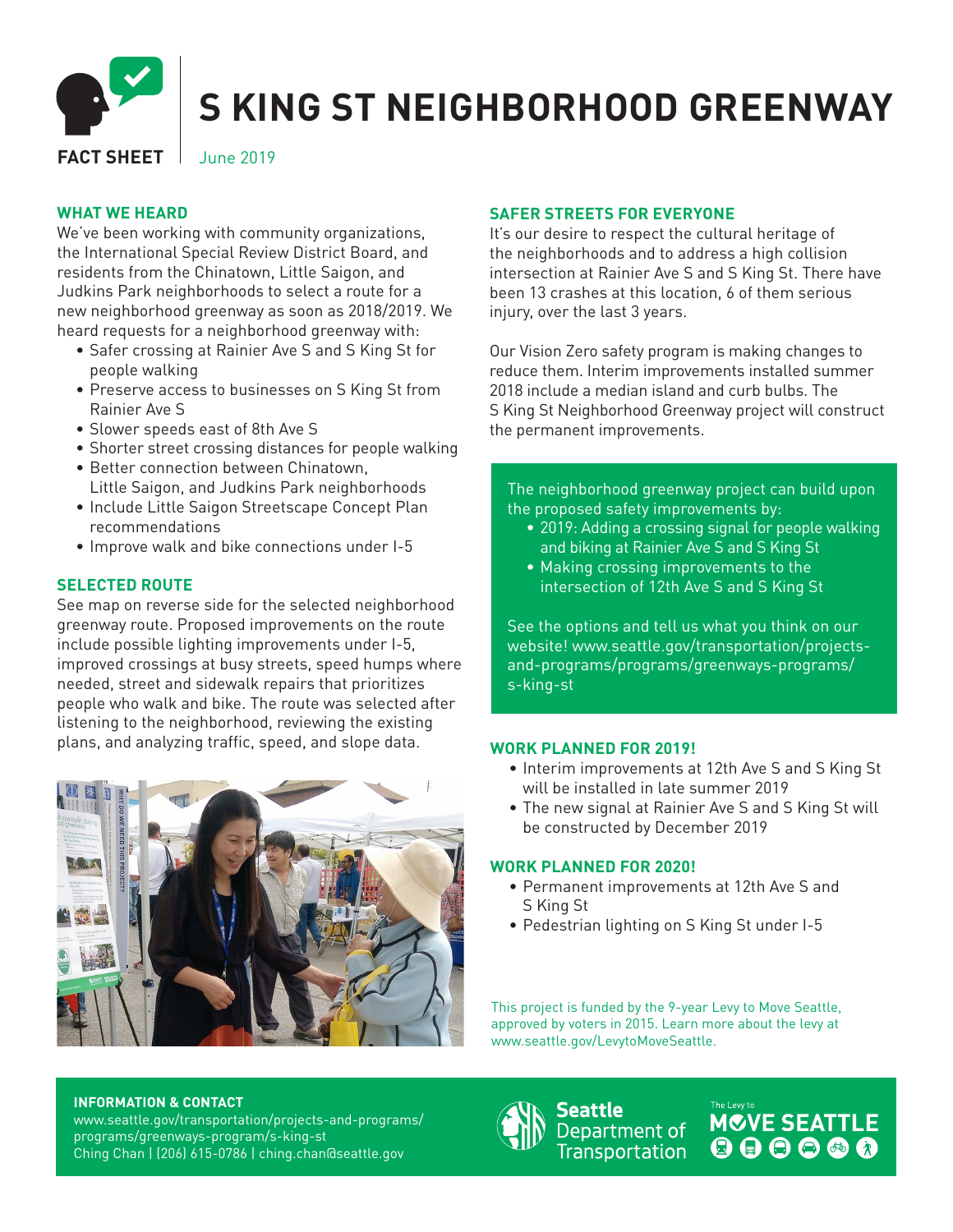# S KING ST NEIGHBORHOOD GREENWAY

**FACT SHEET** June 2019

## WHAT WE HEARD

We've been working with community organizations, the International Special Review District Board, and residents from the Chinatown, Little Saigon, and Judkins Park neighborhoods to select a route for a new neighborhood greenway as soon as 2018/2019. We heard requests for a neighborhood greenway with:

- Safer crossing at Rainier Ave S and S King St for people walking
- Preserve access to businesses on S King St from Rainier Ave S
- Slower speeds east of 8th Ave S
- Shorter street crossing distances for people walking
- Better connection between Chinatown, Little Saigon, and Judkins Park neighborhoods
- Include Little Saigon Streetscape Concept Plan recommendations
- Improve walk and bike connections under I-5

## SELECTED ROUTE

See map on reverse side for the selected neighborhood greenway route. Proposed improvements on the route include possible lighting improvements under I-5, improved crossings at busy streets, speed humps where needed, street and sidewalk repairs that prioritizes people who walk and bike. The route was selected after listening to the neighborhood, reviewing the existing plans, and analyzing traffic, speed, and slope data.

## SAFER STREETS FOR EVERYONE

It's our desire to respect the cultural heritage of the neighborhoods and to address a high collision intersection at Rainier Ave S and S King St. There have been 13 crashes at this location, 6 of them serious injury, over the last 3 years.

Our Vision Zero safety program is making changes to reduce them. Interim improvements installed summer 2018 include a median island and curb bulbs. The S King St Neighborhood Greenway project will construct the permanent improvements.

The neighborhood greenway project can build upon the proposed safety improvements by:

- 2019: Adding a crossing signal for people walking and biking at Rainier Ave S and S King St
- Making crossing improvements to the intersection of 12th Ave S and S King St

See the options and tell us what you think on our website! www.seattle.gov/transportation/projects-and-programs/programs/greenways-programs/s-king-st

## WORK PLANNED FOR 2019!

- Interim improvements at 12th Ave S and S King St will be installed in late summer 2019
- The new signal at Rainier Ave S and S King St will be constructed by December 2019

## WORK PLANNED FOR 2020!

- Permanent improvements at 12th Ave S and S King St
- Pedestrian lighting on S King St under I-5

This project is funded by the 9-year Levy to Move Seattle, approved by voters in 2015. Learn more about the levy at www.seattle.gov/LevytoMoveSeattle.

**INFORMATION & CONTACT**

www.seattle.gov/transportation/projects-and-programs/programs/greenways-program/s-king-st

Ching Chan | (206) 615-0786 | ching.chan@seattle.gov

Seattle Department of Transportation

The Levy to MOVE SEATTLE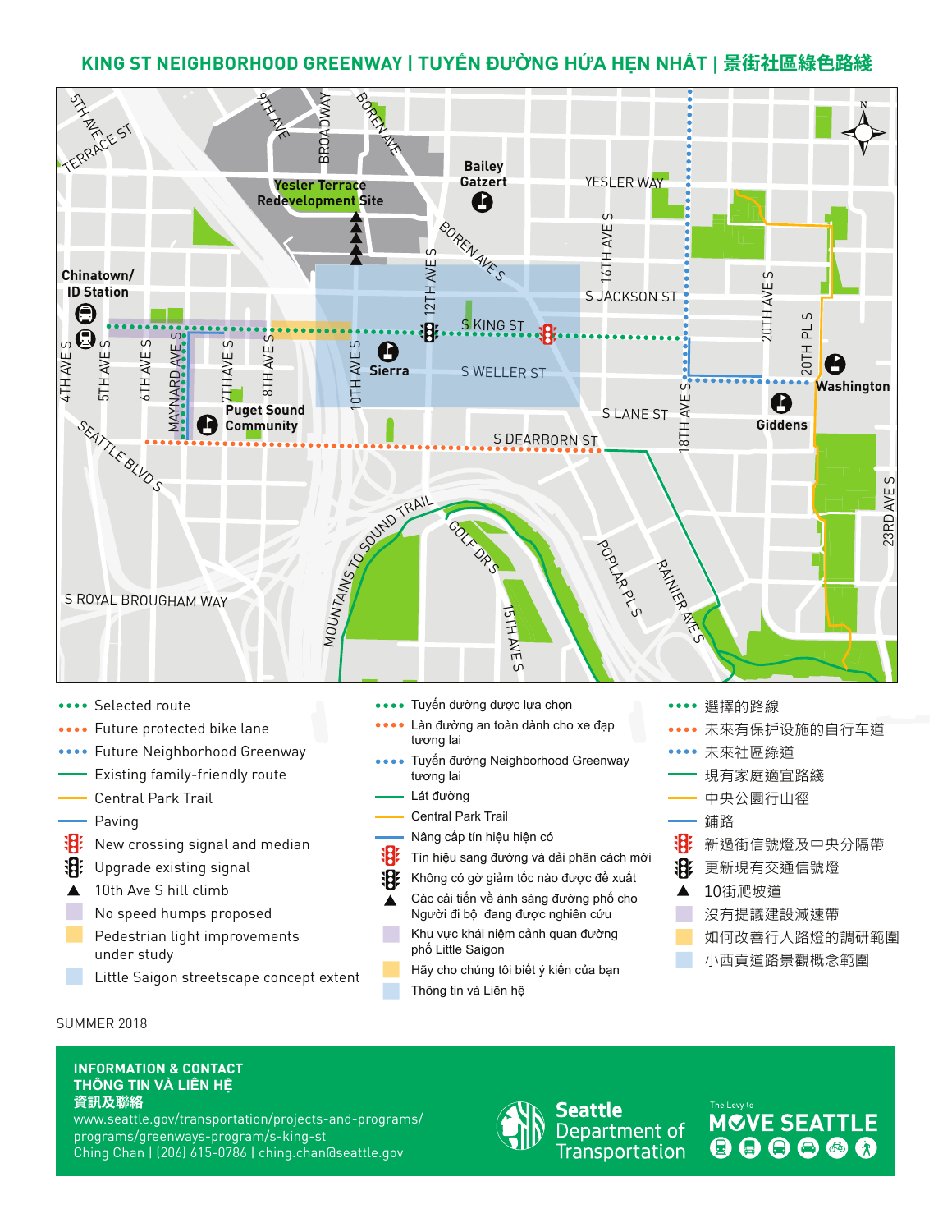# KING ST NEIGHBORHOOD GREENWAY | TUYẾN ĐƯỜNG HỨA HẸN NHẤT | 景街社區綠色路綫

5TH AVE
TERRACE ST
9TH AVE
BROADWAY
BOREN AVE
Yesler Terrace Redevelopment Site
Bailey Gatzert
YESLER WAY
BOREN AVE S
16TH AVE S
S JACKSON ST
Chinatown/ ID Station
12TH AVE S
S KING ST
20TH AVE S
20TH PL S
4TH AVE S
5TH AVE S
6TH AVE S
MAYNARD AVE S
7TH AVE S
8TH AVE S
10TH AVE S
Sierra
S WELLER ST
Washington
Puget Sound Community
S LANE ST
18TH AVE S
Giddens
SEATTLE BLVD S
S DEARBORN ST
MOUNTAINS TO SOUND TRAIL
GOLF DR S
POPLAR PL S
RAINIER AVE S
23RD AVE S
S ROYAL BROUGHAM WAY
15TH AVE S

| | | |
|---|---|---|
| Selected route | Tuyến đường được lựa chọn | 選擇的路線 |
| Future protected bike lane | Làn đường an toàn dành cho xe đạp tương lai | 未來有保护设施的自行车道 |
| Future Neighborhood Greenway | Tuyến đường Neighborhood Greenway tương lai | 未來社區綠道 |
| Existing family-friendly route | Lát đường | 現有家庭適宜路綫 |
| Central Park Trail | Central Park Trail | 中央公園行山徑 |
| Paving | Nâng cấp tín hiệu hiện có | 鋪路 |
| New crossing signal and median | Tín hiệu sang đường và dải phân cách mới | 新過街信號燈及中央分隔帶 |
| Upgrade existing signal | Không có gờ giảm tốc nào được đề xuất | 更新現有交通信號燈 |
| 10th Ave S hill climb | Các cải tiến về ánh sáng đường phố cho Người đi bộ đang được nghiên cứu | 10街爬坡道 |
| No speed humps proposed | Khu vực khái niệm cảnh quan đường phố Little Saigon | 沒有提議建設減速帶 |
| Pedestrian light improvements under study | Hãy cho chúng tôi biết ý kiến của bạn | 如何改善行人路燈的調研範圍 |
| Little Saigon streetscape concept extent | Thông tin và Liên hệ | 小西貢道路景觀概念範圍 |

SUMMER 2018

**INFORMATION & CONTACT**
**THÔNG TIN VÀ LIÊN HỆ**
**資訊及聯絡**

www.seattle.gov/transportation/projects-and-programs/programs/greenways-program/s-king-st
Ching Chan | (206) 615-0786 | ching.chan@seattle.gov

Seattle Department of Transportation

The Levy to MOVE SEATTLE